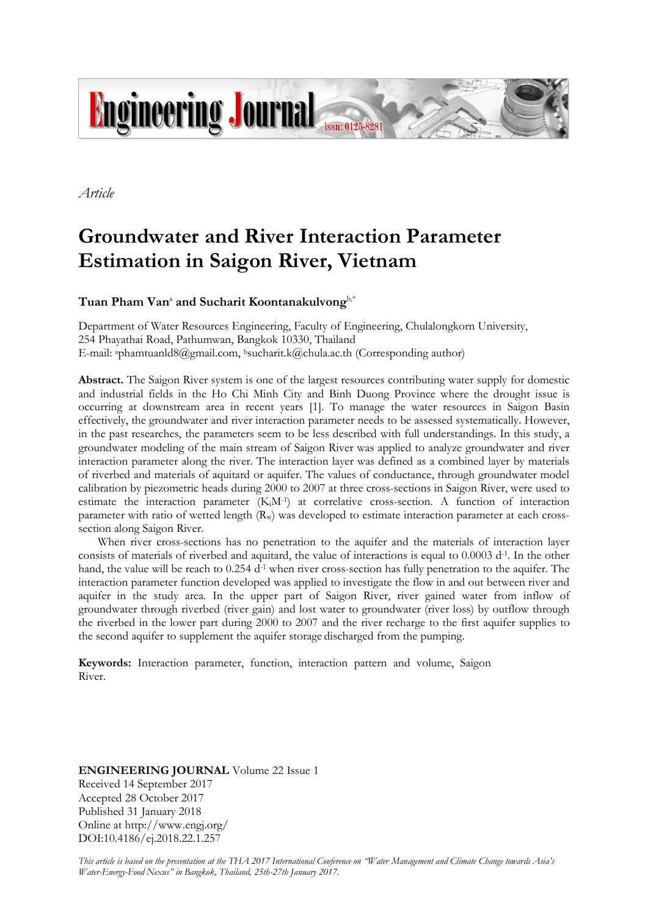*Article*

# Groundwater and River Interaction Parameter Estimation in Saigon River, Vietnam

**Tuan Pham Van**[a] **and Sucharit Koontanakulvong**[b,*]

Department of Water Resources Engineering, Faculty of Engineering, Chulalongkorn University, 254 Phayathai Road, Pathumwan, Bangkok 10330, Thailand
E-mail: [a]phamtuanld8@gmail.com, [b]sucharit.k@chula.ac.th (Corresponding author)

**Abstract.** The Saigon River system is one of the largest resources contributing water supply for domestic and industrial fields in the Ho Chi Minh City and Binh Duong Province where the drought issue is occurring at downstream area in recent years [1]. To manage the water resources in Saigon Basin effectively, the groundwater and river interaction parameter needs to be assessed systematically. However, in the past researches, the parameters seem to be less described with full understandings. In this study, a groundwater modeling of the main stream of Saigon River was applied to analyze groundwater and river interaction parameter along the river. The interaction layer was defined as a combined layer by materials of riverbed and materials of aquitard or aquifer. The values of conductance, through groundwater model calibration by piezometric heads during 2000 to 2007 at three cross-sections in Saigon River, were used to estimate the interaction parameter ($K_iM^{-1}$) at correlative cross-section. A function of interaction parameter with ratio of wetted length ($R_w$) was developed to estimate interaction parameter at each cross-section along Saigon River.

When river cross-sections has no penetration to the aquifer and the materials of interaction layer consists of materials of riverbed and aquitard, the value of interactions is equal to 0.0003 $d^{-1}$. In the other hand, the value will be reach to 0.254 $d^{-1}$ when river cross-section has fully penetration to the aquifer. The interaction parameter function developed was applied to investigate the flow in and out between river and aquifer in the study area. In the upper part of Saigon River, river gained water from inflow of groundwater through riverbed (river gain) and lost water to groundwater (river loss) by outflow through the riverbed in the lower part during 2000 to 2007 and the river recharge to the first aquifer supplies to the second aquifer to supplement the aquifer storage discharged from the pumping.

**Keywords:** Interaction parameter, function, interaction pattern and volume, Saigon River.

**ENGINEERING JOURNAL** Volume 22 Issue 1
Received 14 September 2017
Accepted 28 October 2017
Published 31 January 2018
Online at http://www.engj.org/
DOI:10.4186/ej.2018.22.1.257

*This article is based on the presentation at the THA 2017 International Conference on "Water Management and Climate Change towards Asia's Water-Energy-Food Nexus" in Bangkok, Thailand, 25th-27th January 2017.*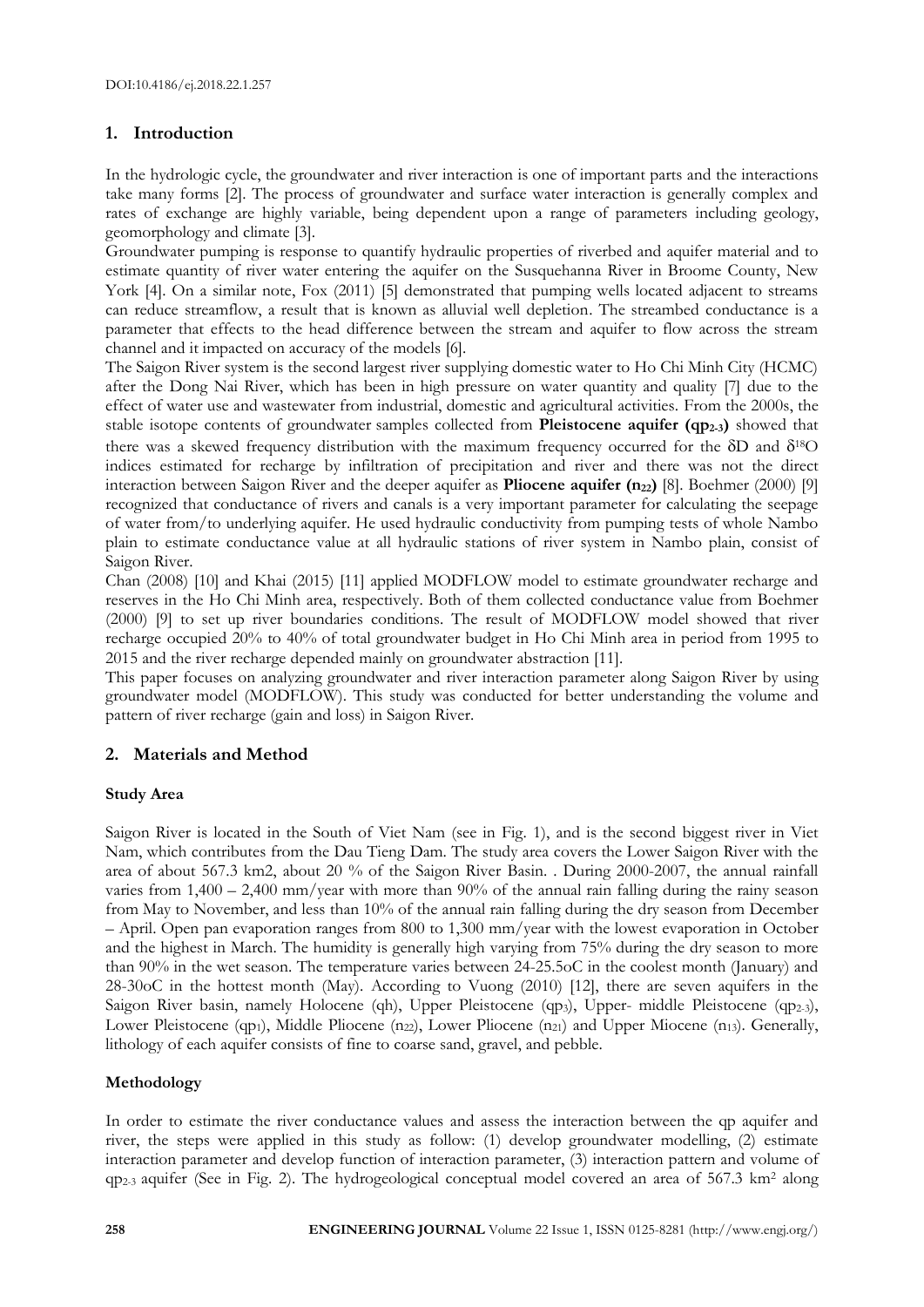## 1. Introduction

In the hydrologic cycle, the groundwater and river interaction is one of important parts and the interactions take many forms [2]. The process of groundwater and surface water interaction is generally complex and rates of exchange are highly variable, being dependent upon a range of parameters including geology, geomorphology and climate [3].

Groundwater pumping is response to quantify hydraulic properties of riverbed and aquifer material and to estimate quantity of river water entering the aquifer on the Susquehanna River in Broome County, New York [4]. On a similar note, Fox (2011) [5] demonstrated that pumping wells located adjacent to streams can reduce streamflow, a result that is known as alluvial well depletion. The streambed conductance is a parameter that effects to the head difference between the stream and aquifer to flow across the stream channel and it impacted on accuracy of the models [6].

The Saigon River system is the second largest river supplying domestic water to Ho Chi Minh City (HCMC) after the Dong Nai River, which has been in high pressure on water quantity and quality [7] due to the effect of water use and wastewater from industrial, domestic and agricultural activities. From the 2000s, the stable isotope contents of groundwater samples collected from **Pleistocene aquifer ($qp_{2-3}$)** showed that there was a skewed frequency distribution with the maximum frequency occurred for the $\delta D$ and $\delta^{18}O$ indices estimated for recharge by infiltration of precipitation and river and there was not the direct interaction between Saigon River and the deeper aquifer as **Pliocene aquifer ($n_{22}$)** [8]. Boehmer (2000) [9] recognized that conductance of rivers and canals is a very important parameter for calculating the seepage of water from/to underlying aquifer. He used hydraulic conductivity from pumping tests of whole Nambo plain to estimate conductance value at all hydraulic stations of river system in Nambo plain, consist of Saigon River.

Chan (2008) [10] and Khai (2015) [11] applied MODFLOW model to estimate groundwater recharge and reserves in the Ho Chi Minh area, respectively. Both of them collected conductance value from Boehmer (2000) [9] to set up river boundaries conditions. The result of MODFLOW model showed that river recharge occupied 20% to 40% of total groundwater budget in Ho Chi Minh area in period from 1995 to 2015 and the river recharge depended mainly on groundwater abstraction [11].

This paper focuses on analyzing groundwater and river interaction parameter along Saigon River by using groundwater model (MODFLOW). This study was conducted for better understanding the volume and pattern of river recharge (gain and loss) in Saigon River.

## 2. Materials and Method

### Study Area

Saigon River is located in the South of Viet Nam (see in Fig. 1), and is the second biggest river in Viet Nam, which contributes from the Dau Tieng Dam. The study area covers the Lower Saigon River with the area of about 567.3 km2, about 20 % of the Saigon River Basin. . During 2000-2007, the annual rainfall varies from 1,400 – 2,400 mm/year with more than 90% of the annual rain falling during the rainy season from May to November, and less than 10% of the annual rain falling during the dry season from December – April. Open pan evaporation ranges from 800 to 1,300 mm/year with the lowest evaporation in October and the highest in March. The humidity is generally high varying from 75% during the dry season to more than 90% in the wet season. The temperature varies between 24-25.5oC in the coolest month (January) and 28-30oC in the hottest month (May). According to Vuong (2010) [12], there are seven aquifers in the Saigon River basin, namely Holocene (qh), Upper Pleistocene ($qp_3$), Upper- middle Pleistocene ($qp_{2-3}$), Lower Pleistocene ($qp_1$), Middle Pliocene ($n_{22}$), Lower Pliocene ($n_{21}$) and Upper Miocene ($n_{13}$). Generally, lithology of each aquifer consists of fine to coarse sand, gravel, and pebble.

### Methodology

In order to estimate the river conductance values and assess the interaction between the qp aquifer and river, the steps were applied in this study as follow: (1) develop groundwater modelling, (2) estimate interaction parameter and develop function of interaction parameter, (3) interaction pattern and volume of $qp_{2-3}$ aquifer (See in Fig. 2). The hydrogeological conceptual model covered an area of 567.3 km$^2$ along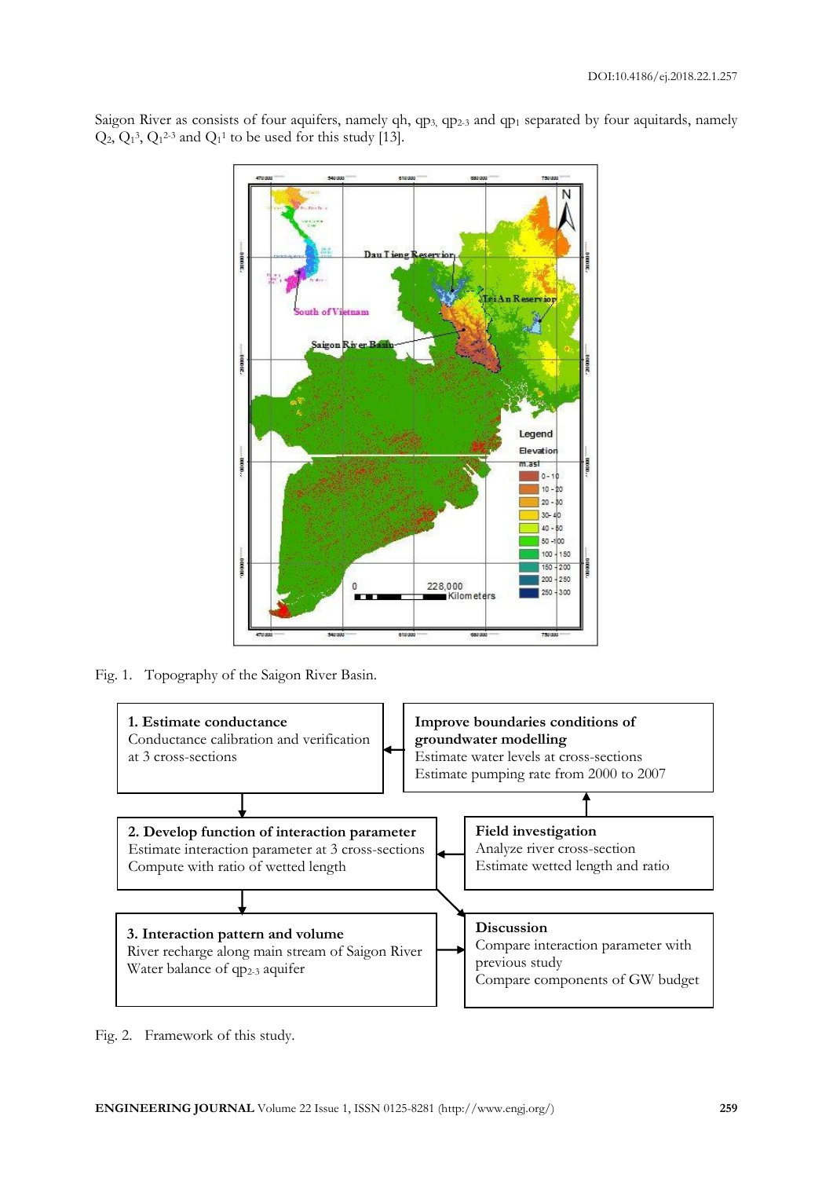Saigon River as consists of four aquifers, namely qh, $qp_3$, $qp_{2\text{-}3}$ and $qp_1$ separated by four aquitards, namely $Q_2$, $Q_1^3$, $Q_1^{2\text{-}3}$ and $Q_1^1$ to be used for this study [13].

Fig. 1. Topography of the Saigon River Basin.

**1. Estimate conductance**
Conductance calibration and verification at 3 cross-sections

**Improve boundaries conditions of groundwater modelling**
Estimate water levels at cross-sections
Estimate pumping rate from 2000 to 2007

**2. Develop function of interaction parameter**
Estimate interaction parameter at 3 cross-sections
Compute with ratio of wetted length

**Field investigation**
Analyze river cross-section
Estimate wetted length and ratio

**3. Interaction pattern and volume**
River recharge along main stream of Saigon River
Water balance of $qp_{2\text{-}3}$ aquifer

**Discussion**
Compare interaction parameter with previous study
Compare components of GW budget

Fig. 2. Framework of this study.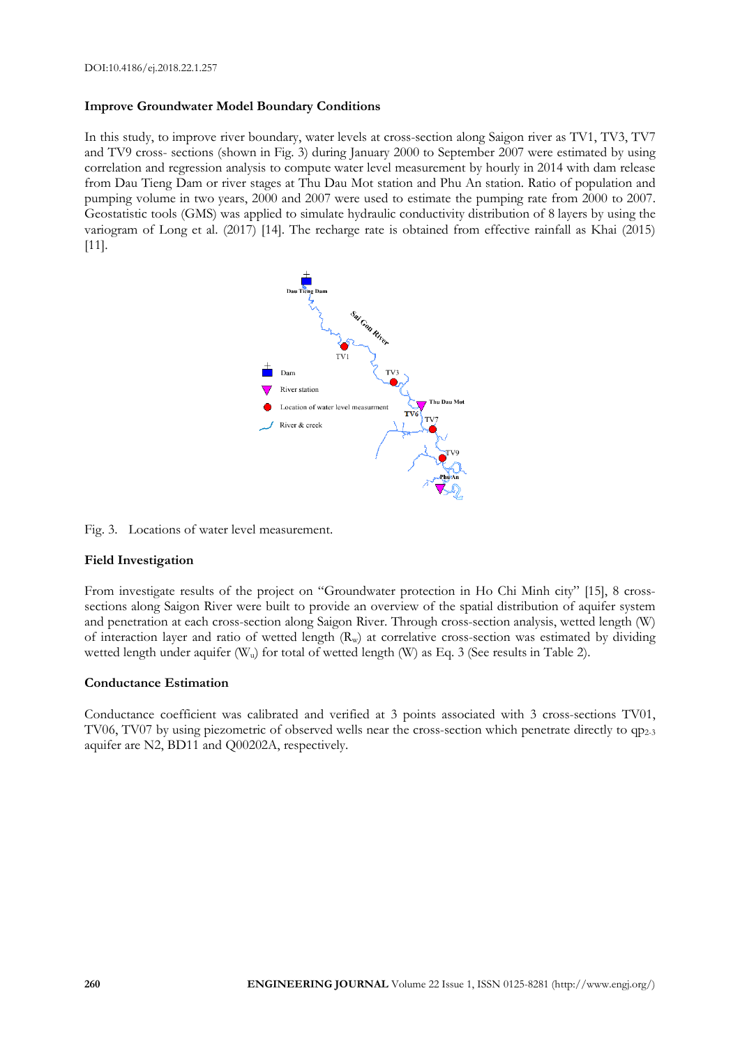### Improve Groundwater Model Boundary Conditions

In this study, to improve river boundary, water levels at cross-section along Saigon river as TV1, TV3, TV7 and TV9 cross- sections (shown in Fig. 3) during January 2000 to September 2007 were estimated by using correlation and regression analysis to compute water level measurement by hourly in 2014 with dam release from Dau Tieng Dam or river stages at Thu Dau Mot station and Phu An station. Ratio of population and pumping volume in two years, 2000 and 2007 were used to estimate the pumping rate from 2000 to 2007. Geostatistic tools (GMS) was applied to simulate hydraulic conductivity distribution of 8 layers by using the variogram of Long et al. (2017) [14]. The recharge rate is obtained from effective rainfall as Khai (2015) [11].

Fig. 3. Locations of water level measurement.

### Field Investigation

From investigate results of the project on "Groundwater protection in Ho Chi Minh city" [15], 8 cross-sections along Saigon River were built to provide an overview of the spatial distribution of aquifer system and penetration at each cross-section along Saigon River. Through cross-section analysis, wetted length (W) of interaction layer and ratio of wetted length ($R_w$) at correlative cross-section was estimated by dividing wetted length under aquifer ($W_u$) for total of wetted length (W) as Eq. 3 (See results in Table 2).

### Conductance Estimation

Conductance coefficient was calibrated and verified at 3 points associated with 3 cross-sections TV01, TV06, TV07 by using piezometric of observed wells near the cross-section which penetrate directly to $qp_{2\text{-}3}$ aquifer are N2, BD11 and Q00202A, respectively.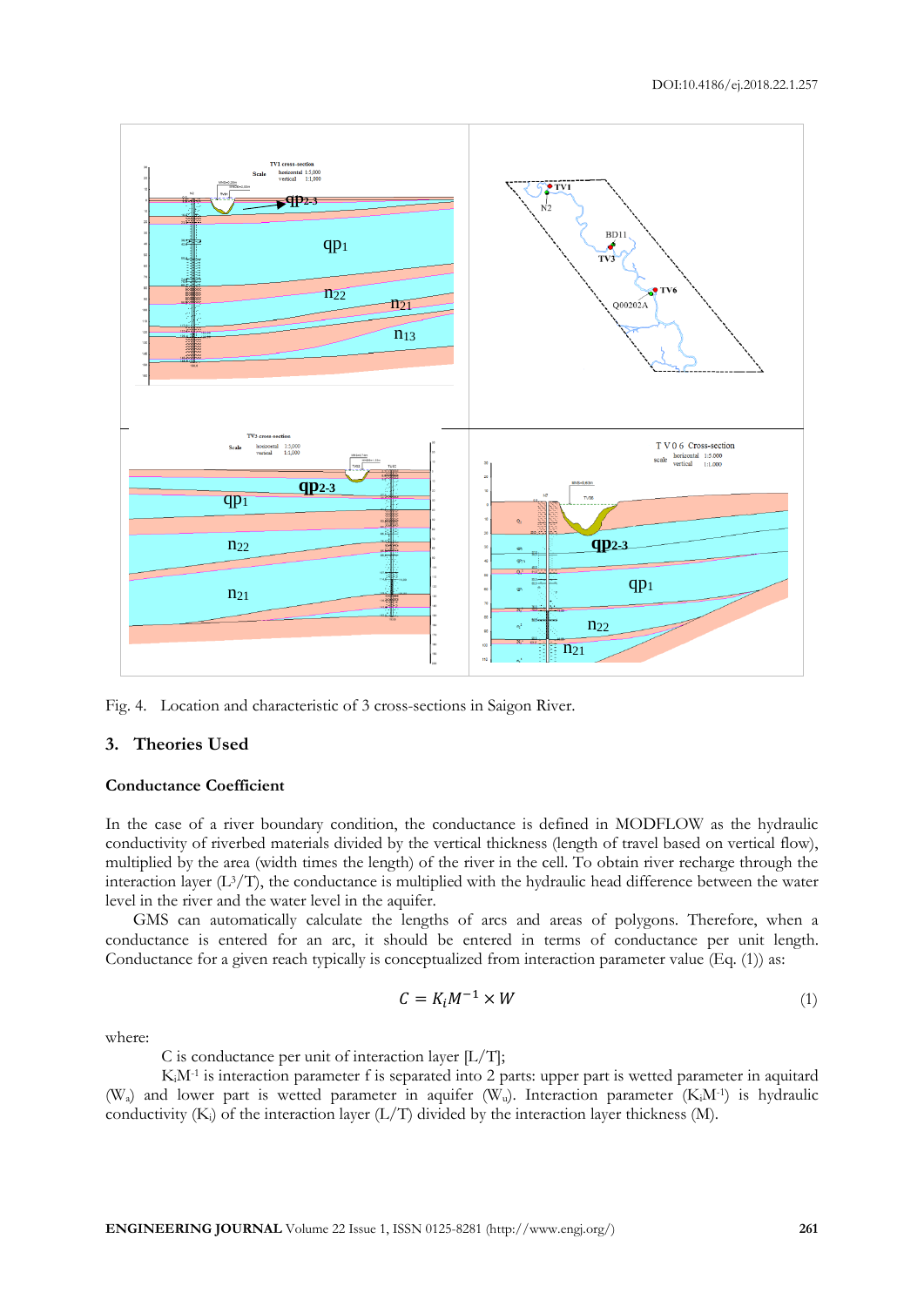Fig. 4. Location and characteristic of 3 cross-sections in Saigon River.

## 3. Theories Used

### Conductance Coefficient

In the case of a river boundary condition, the conductance is defined in MODFLOW as the hydraulic conductivity of riverbed materials divided by the vertical thickness (length of travel based on vertical flow), multiplied by the area (width times the length) of the river in the cell. To obtain river recharge through the interaction layer ($L^3/T$), the conductance is multiplied with the hydraulic head difference between the water level in the river and the water level in the aquifer.

GMS can automatically calculate the lengths of arcs and areas of polygons. Therefore, when a conductance is entered for an arc, it should be entered in terms of conductance per unit length. Conductance for a given reach typically is conceptualized from interaction parameter value (Eq. (1)) as:

$$C = K_i M^{-1} \times W \tag{1}$$

where:

C is conductance per unit of interaction layer [L/T];

$K_iM^{-1}$ is interaction parameter f is separated into 2 parts: upper part is wetted parameter in aquitard ($W_a$) and lower part is wetted parameter in aquifer ($W_u$). Interaction parameter ($K_iM^{-1}$) is hydraulic conductivity ($K_i$) of the interaction layer (L/T) divided by the interaction layer thickness (M).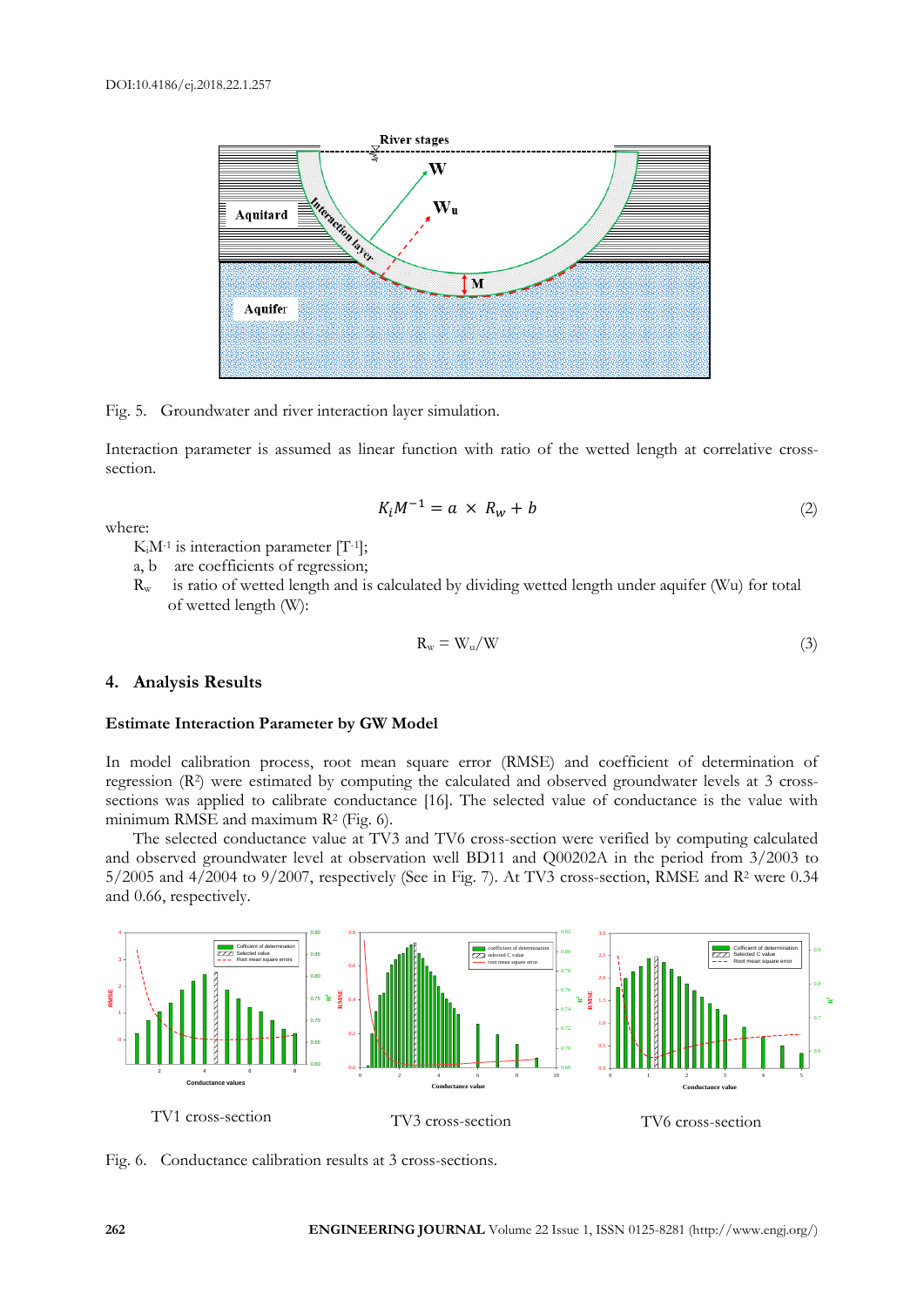Fig. 5. Groundwater and river interaction layer simulation.

Interaction parameter is assumed as linear function with ratio of the wetted length at correlative cross-section.

$$K_i M^{-1} = a \times R_w + b \tag{2}$$

where:

$K_i M^{-1}$ is interaction parameter $[T^{-1}]$;

a, b are coefficients of regression;

$R_w$ is ratio of wetted length and is calculated by dividing wetted length under aquifer (Wu) for total of wetted length (W):

$$R_w = W_u / W \tag{3}$$

## 4. Analysis Results

### Estimate Interaction Parameter by GW Model

In model calibration process, root mean square error (RMSE) and coefficient of determination of regression ($R^2$) were estimated by computing the calculated and observed groundwater levels at 3 cross-sections was applied to calibrate conductance [16]. The selected value of conductance is the value with minimum RMSE and maximum $R^2$ (Fig. 6).

The selected conductance value at TV3 and TV6 cross-section were verified by computing calculated and observed groundwater level at observation well BD11 and Q00202A in the period from 3/2003 to 5/2005 and 4/2004 to 9/2007, respectively (See in Fig. 7). At TV3 cross-section, RMSE and $R^2$ were 0.34 and 0.66, respectively.

TV1 cross-section TV3 cross-section TV6 cross-section

Fig. 6. Conductance calibration results at 3 cross-sections.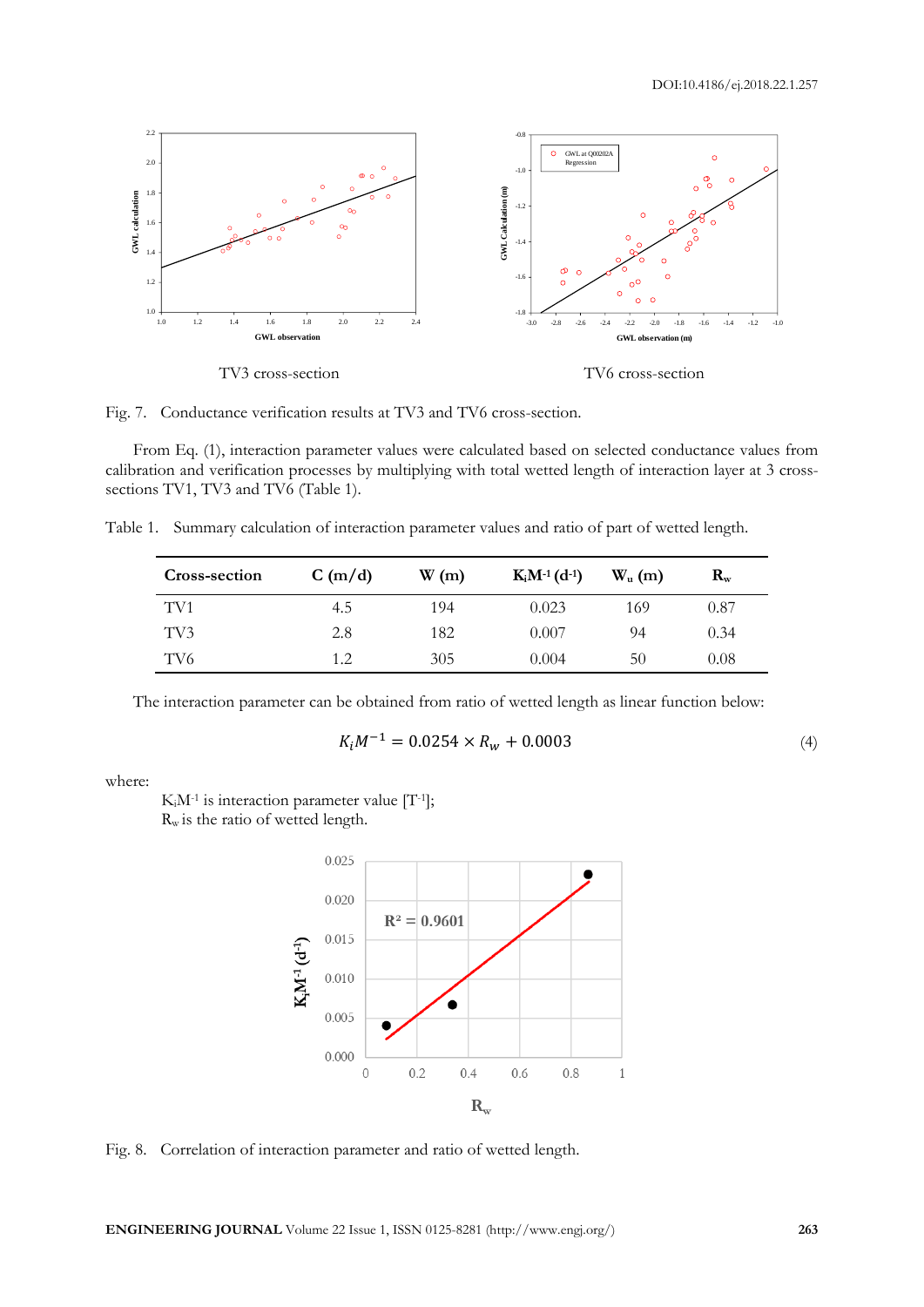TV3 cross-section

TV6 cross-section

Fig. 7. Conductance verification results at TV3 and TV6 cross-section.

From Eq. (1), interaction parameter values were calculated based on selected conductance values from calibration and verification processes by multiplying with total wetted length of interaction layer at 3 cross-sections TV1, TV3 and TV6 (Table 1).

Table 1. Summary calculation of interaction parameter values and ratio of part of wetted length.

| Cross-section | C (m/d) | W (m) | $K_iM^{-1}$ ($d^{-1}$) | $W_u$ (m) | $R_w$ |
|---|---|---|---|---|---|
| TV1 | 4.5 | 194 | 0.023 | 169 | 0.87 |
| TV3 | 2.8 | 182 | 0.007 | 94 | 0.34 |
| TV6 | 1.2 | 305 | 0.004 | 50 | 0.08 |

The interaction parameter can be obtained from ratio of wetted length as linear function below:

$$K_iM^{-1} = 0.0254 \times R_w + 0.0003 \tag{4}$$

where:

$K_iM^{-1}$ is interaction parameter value [$T^{-1}$];
$R_w$ is the ratio of wetted length.

Fig. 8. Correlation of interaction parameter and ratio of wetted length.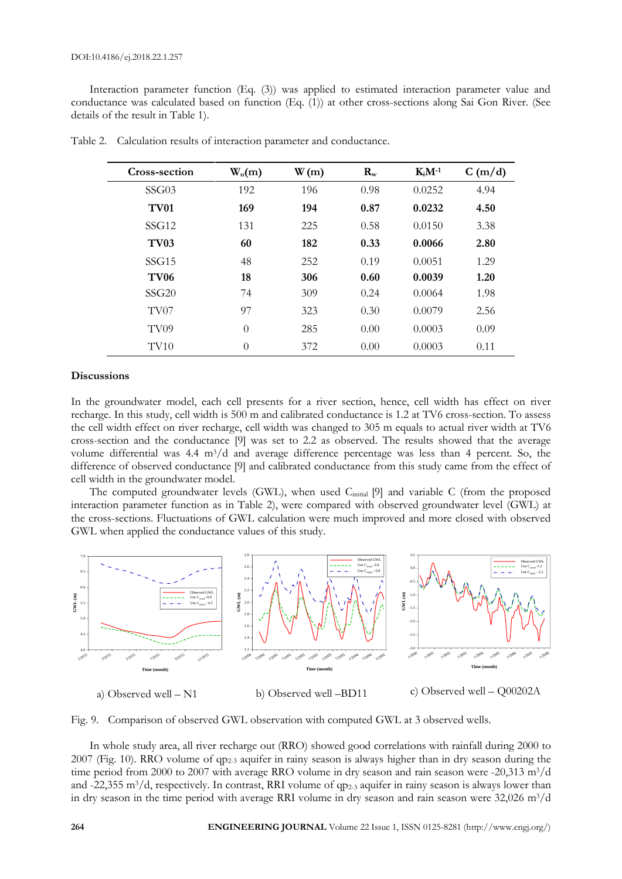Interaction parameter function (Eq. (3)) was applied to estimated interaction parameter value and conductance was calculated based on function (Eq. (1)) at other cross-sections along Sai Gon River. (See details of the result in Table 1).

Table 2. Calculation results of interaction parameter and conductance.

| Cross-section | $W_u$(m) | W (m) | $R_w$ | $K_iM^{-1}$ | C (m/d) |
|---|---|---|---|---|---|
| SSG03 | 192 | 196 | 0.98 | 0.0252 | 4.94 |
| **TV01** | **169** | **194** | **0.87** | **0.0232** | **4.50** |
| SSG12 | 131 | 225 | 0.58 | 0.0150 | 3.38 |
| **TV03** | **60** | **182** | **0.33** | **0.0066** | **2.80** |
| SSG15 | 48 | 252 | 0.19 | 0.0051 | 1.29 |
| **TV06** | **18** | **306** | **0.60** | **0.0039** | **1.20** |
| SSG20 | 74 | 309 | 0.24 | 0.0064 | 1.98 |
| TV07 | 97 | 323 | 0.30 | 0.0079 | 2.56 |
| TV09 | 0 | 285 | 0.00 | 0.0003 | 0.09 |
| TV10 | 0 | 372 | 0.00 | 0.0003 | 0.11 |

## Discussions

In the groundwater model, each cell presents for a river section, hence, cell width has effect on river recharge. In this study, cell width is 500 m and calibrated conductance is 1.2 at TV6 cross-section. To assess the cell width effect on river recharge, cell width was changed to 305 m equals to actual river width at TV6 cross-section and the conductance [9] was set to 2.2 as observed. The results showed that the average volume differential was 4.4 m$^3$/d and average difference percentage was less than 4 percent. So, the difference of observed conductance [9] and calibrated conductance from this study came from the effect of cell width in the groundwater model.

The computed groundwater levels (GWL), when used $C_{initial}$ [9] and variable C (from the proposed interaction parameter function as in Table 2), were compared with observed groundwater level (GWL) at the cross-sections. Fluctuations of GWL calculation were much improved and more closed with observed GWL when applied the conductance values of this study.

a) Observed well – N1 b) Observed well –BD11 c) Observed well – Q00202A

Fig. 9. Comparison of observed GWL observation with computed GWL at 3 observed wells.

In whole study area, all river recharge out (RRO) showed good correlations with rainfall during 2000 to 2007 (Fig. 10). RRO volume of qp2-3 aquifer in rainy season is always higher than in dry season during the time period from 2000 to 2007 with average RRO volume in dry season and rain season were -20,313 m$^3$/d and -22,355 m$^3$/d, respectively. In contrast, RRI volume of qp2-3 aquifer in rainy season is always lower than in dry season in the time period with average RRI volume in dry season and rain season were 32,026 m$^3$/d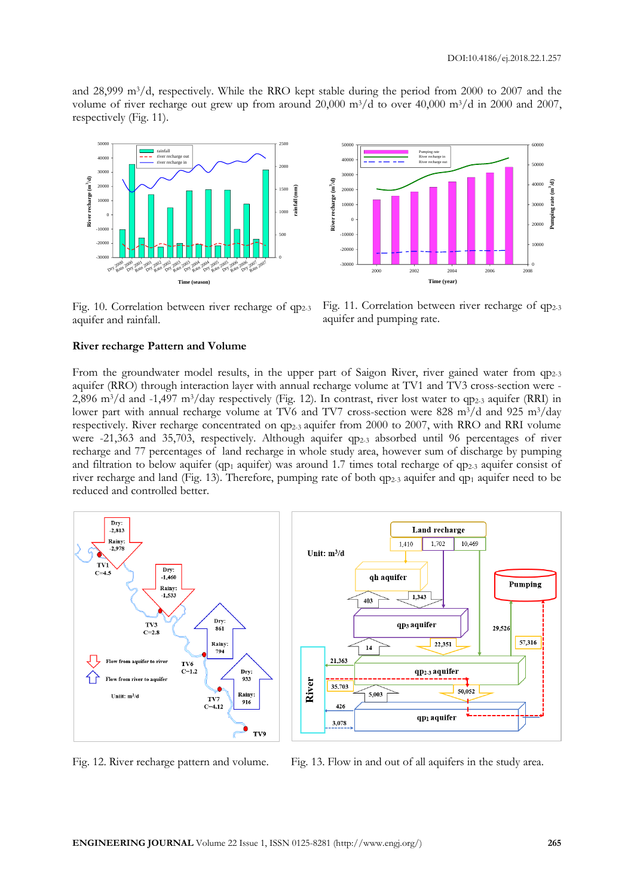and 28,999 $m^3/d$, respectively. While the RRO kept stable during the period from 2000 to 2007 and the volume of river recharge out grew up from around 20,000 $m^3/d$ to over 40,000 $m^3/d$ in 2000 and 2007, respectively (Fig. 11).

Fig. 10. Correlation between river recharge of $qp_{2\text{-}3}$ aquifer and rainfall.

Fig. 11. Correlation between river recharge of $qp_{2\text{-}3}$ aquifer and pumping rate.

### River recharge Pattern and Volume

From the groundwater model results, in the upper part of Saigon River, river gained water from $qp_{2\text{-}3}$ aquifer (RRO) through interaction layer with annual recharge volume at TV1 and TV3 cross-section were -2,896 $m^3/d$ and -1,497 $m^3/day$ respectively (Fig. 12). In contrast, river lost water to $qp_{2\text{-}3}$ aquifer (RRI) in lower part with annual recharge volume at TV6 and TV7 cross-section were 828 $m^3/d$ and 925 $m^3/day$ respectively. River recharge concentrated on $qp_{2\text{-}3}$ aquifer from 2000 to 2007, with RRO and RRI volume were -21,363 and 35,703, respectively. Although aquifer $qp_{2\text{-}3}$ absorbed until 96 percentages of river recharge and 77 percentages of land recharge in whole study area, however sum of discharge by pumping and filtration to below aquifer ($qp_1$ aquifer) was around 1.7 times total recharge of $qp_{2\text{-}3}$ aquifer consist of river recharge and land (Fig. 13). Therefore, pumping rate of both $qp_{2\text{-}3}$ aquifer and $qp_1$ aquifer need to be reduced and controlled better.

Fig. 12. River recharge pattern and volume.

Fig. 13. Flow in and out of all aquifers in the study area.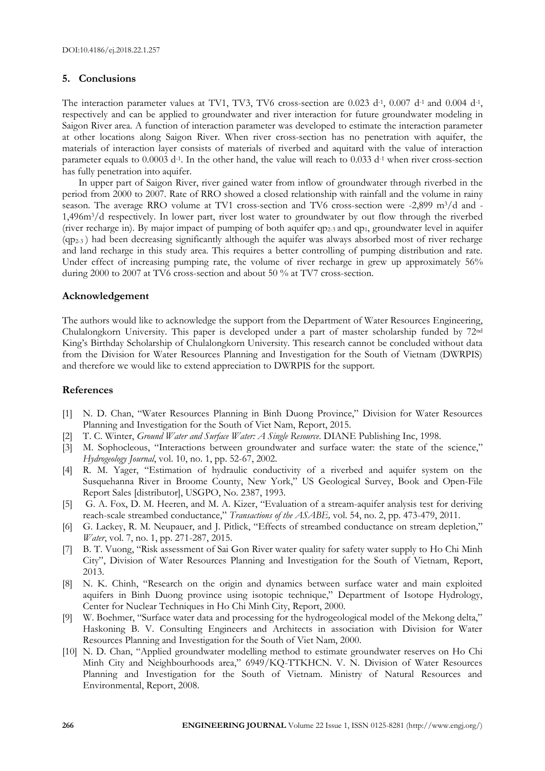## 5. Conclusions

The interaction parameter values at TV1, TV3, TV6 cross-section are 0.023 $d^{-1}$, 0.007 $d^{-1}$ and 0.004 $d^{-1}$, respectively and can be applied to groundwater and river interaction for future groundwater modeling in Saigon River area. A function of interaction parameter was developed to estimate the interaction parameter at other locations along Saigon River. When river cross-section has no penetration with aquifer, the materials of interaction layer consists of materials of riverbed and aquitard with the value of interaction parameter equals to 0.0003 $d^{-1}$. In the other hand, the value will reach to 0.033 $d^{-1}$ when river cross-section has fully penetration into aquifer.

In upper part of Saigon River, river gained water from inflow of groundwater through riverbed in the period from 2000 to 2007. Rate of RRO showed a closed relationship with rainfall and the volume in rainy season. The average RRO volume at TV1 cross-section and TV6 cross-section were -2,899 $m^3/d$ and -1,496$m^3/d$ respectively. In lower part, river lost water to groundwater by out flow through the riverbed (river recharge in). By major impact of pumping of both aquifer $qp_{2-3}$ and $qp_1$, groundwater level in aquifer ($qp_{2-3}$) had been decreasing significantly although the aquifer was always absorbed most of river recharge and land recharge in this study area. This requires a better controlling of pumping distribution and rate. Under effect of increasing pumping rate, the volume of river recharge in grew up approximately 56% during 2000 to 2007 at TV6 cross-section and about 50 % at TV7 cross-section.

## Acknowledgement

The authors would like to acknowledge the support from the Department of Water Resources Engineering, Chulalongkorn University. This paper is developed under a part of master scholarship funded by 72nd King's Birthday Scholarship of Chulalongkorn University. This research cannot be concluded without data from the Division for Water Resources Planning and Investigation for the South of Vietnam (DWRPIS) and therefore we would like to extend appreciation to DWRPIS for the support.

## References

[1] N. D. Chan, "Water Resources Planning in Binh Duong Province," Division for Water Resources Planning and Investigation for the South of Viet Nam, Report, 2015.

[2] T. C. Winter, *Ground Water and Surface Water: A Single Resource*. DIANE Publishing Inc, 1998.

[3] M. Sophocleous, "Interactions between groundwater and surface water: the state of the science," *Hydrogeology Journal*, vol. 10, no. 1, pp. 52-67, 2002.

[4] R. M. Yager, "Estimation of hydraulic conductivity of a riverbed and aquifer system on the Susquehanna River in Broome County, New York," US Geological Survey, Book and Open-File Report Sales [distributor], USGPO, No. 2387, 1993.

[5] G. A. Fox, D. M. Heeren, and M. A. Kizer, "Evaluation of a stream-aquifer analysis test for deriving reach-scale streambed conductance," *Transactions of the ASABE,* vol. 54, no. 2, pp. 473-479, 2011.

[6] G. Lackey, R. M. Neupauer, and J. Pitlick, "Effects of streambed conductance on stream depletion," *Water*, vol. 7, no. 1, pp. 271-287, 2015.

[7] B. T. Vuong, "Risk assessment of Sai Gon River water quality for safety water supply to Ho Chi Minh City", Division of Water Resources Planning and Investigation for the South of Vietnam, Report, 2013.

[8] N. K. Chinh, "Research on the origin and dynamics between surface water and main exploited aquifers in Binh Duong province using isotopic technique," Department of Isotope Hydrology, Center for Nuclear Techniques in Ho Chi Minh City, Report, 2000.

[9] W. Boehmer, "Surface water data and processing for the hydrogeological model of the Mekong delta," Haskoning B. V. Consulting Engineers and Architects in association with Division for Water Resources Planning and Investigation for the South of Viet Nam, 2000.

[10] N. D. Chan, "Applied groundwater modelling method to estimate groundwater reserves on Ho Chi Minh City and Neighbourhoods area," 6949/KQ-TTKHCN. V. N. Division of Water Resources Planning and Investigation for the South of Vietnam. Ministry of Natural Resources and Environmental, Report, 2008.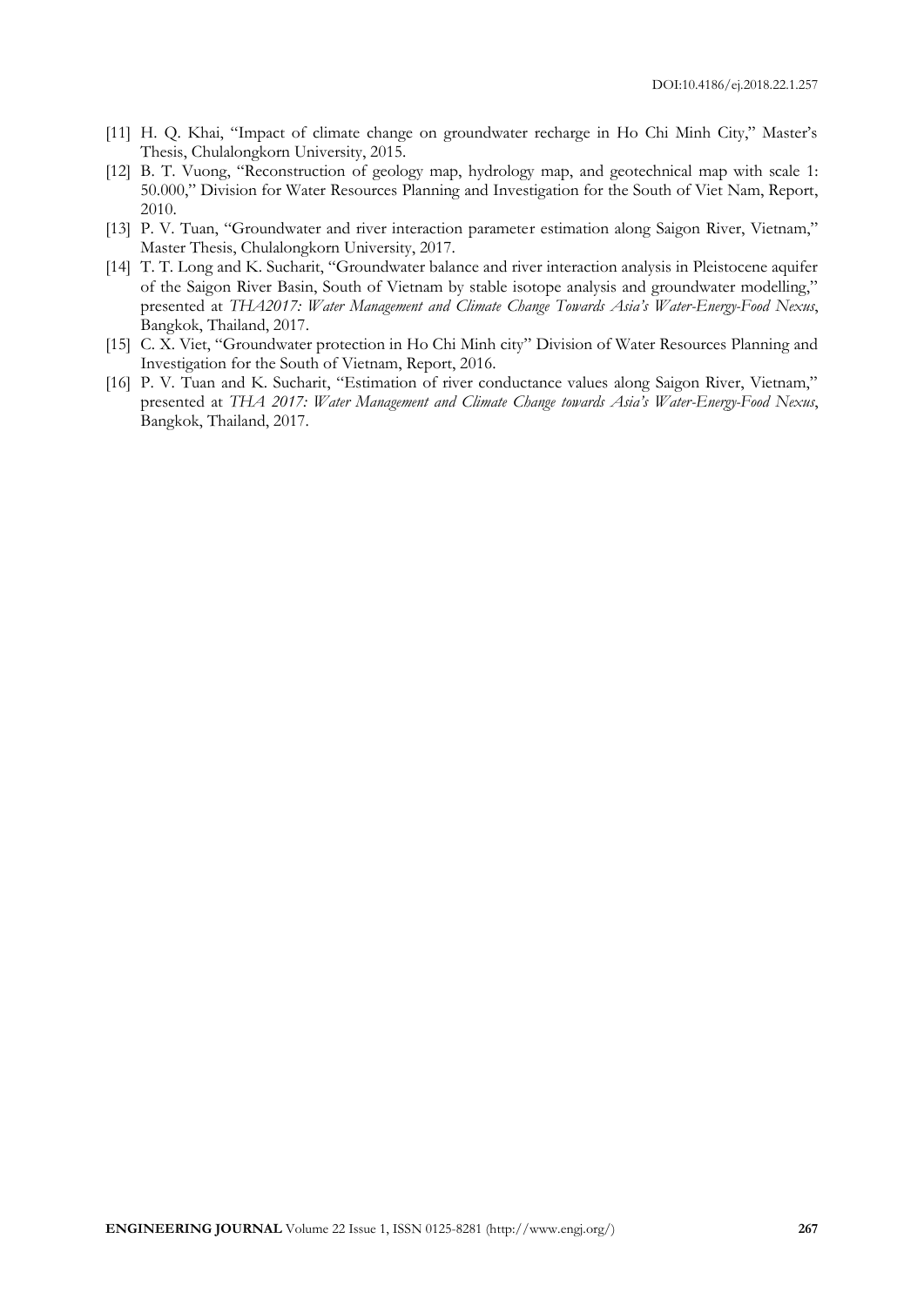[11] H. Q. Khai, "Impact of climate change on groundwater recharge in Ho Chi Minh City," Master's Thesis, Chulalongkorn University, 2015.

[12] B. T. Vuong, "Reconstruction of geology map, hydrology map, and geotechnical map with scale 1: 50.000," Division for Water Resources Planning and Investigation for the South of Viet Nam, Report, 2010.

[13] P. V. Tuan, "Groundwater and river interaction parameter estimation along Saigon River, Vietnam," Master Thesis, Chulalongkorn University, 2017.

[14] T. T. Long and K. Sucharit, "Groundwater balance and river interaction analysis in Pleistocene aquifer of the Saigon River Basin, South of Vietnam by stable isotope analysis and groundwater modelling," presented at *THA2017: Water Management and Climate Change Towards Asia's Water-Energy-Food Nexus*, Bangkok, Thailand, 2017.

[15] C. X. Viet, "Groundwater protection in Ho Chi Minh city" Division of Water Resources Planning and Investigation for the South of Vietnam, Report, 2016.

[16] P. V. Tuan and K. Sucharit, "Estimation of river conductance values along Saigon River, Vietnam," presented at *THA 2017: Water Management and Climate Change towards Asia's Water-Energy-Food Nexus*, Bangkok, Thailand, 2017.